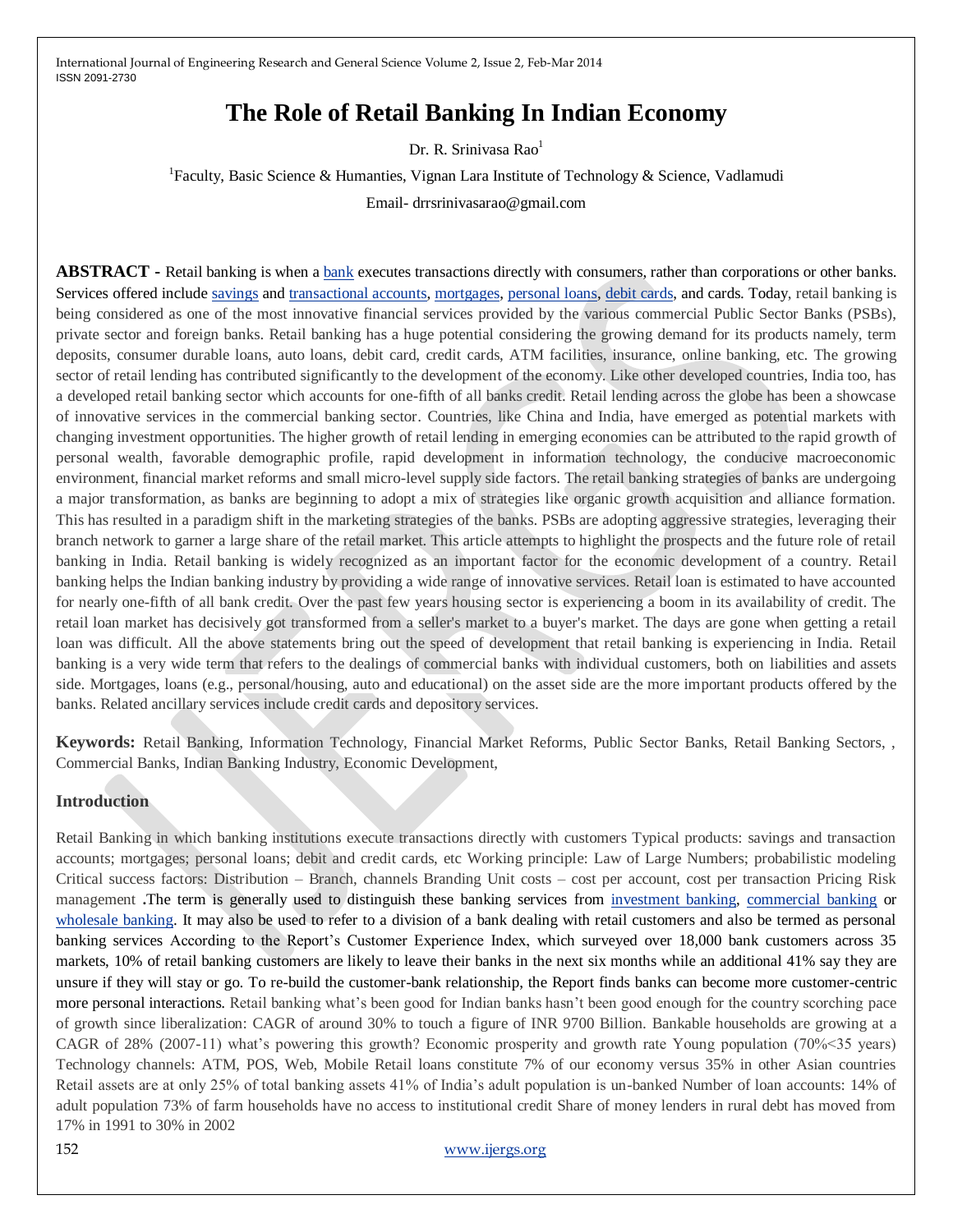# The Role of Retail Banking In Indian Economy

Dr. R. Srinivasa Rao[1]

[1]Faculty, Basic Science & Humanties, Vignan Lara Institute of Technology & Science, Vadlamudi

Email- drrsrinivasarao@gmail.com

**ABSTRACT -** Retail banking is when a bank executes transactions directly with consumers, rather than corporations or other banks. Services offered include savings and transactional accounts, mortgages, personal loans, debit cards, and cards. Today, retail banking is being considered as one of the most innovative financial services provided by the various commercial Public Sector Banks (PSBs), private sector and foreign banks. Retail banking has a huge potential considering the growing demand for its products namely, term deposits, consumer durable loans, auto loans, debit card, credit cards, ATM facilities, insurance, online banking, etc. The growing sector of retail lending has contributed significantly to the development of the economy. Like other developed countries, India too, has a developed retail banking sector which accounts for one-fifth of all banks credit. Retail lending across the globe has been a showcase of innovative services in the commercial banking sector. Countries, like China and India, have emerged as potential markets with changing investment opportunities. The higher growth of retail lending in emerging economies can be attributed to the rapid growth of personal wealth, favorable demographic profile, rapid development in information technology, the conducive macroeconomic environment, financial market reforms and small micro-level supply side factors. The retail banking strategies of banks are undergoing a major transformation, as banks are beginning to adopt a mix of strategies like organic growth acquisition and alliance formation. This has resulted in a paradigm shift in the marketing strategies of the banks. PSBs are adopting aggressive strategies, leveraging their branch network to garner a large share of the retail market. This article attempts to highlight the prospects and the future role of retail banking in India. Retail banking is widely recognized as an important factor for the economic development of a country. Retail banking helps the Indian banking industry by providing a wide range of innovative services. Retail loan is estimated to have accounted for nearly one-fifth of all bank credit. Over the past few years housing sector is experiencing a boom in its availability of credit. The retail loan market has decisively got transformed from a seller's market to a buyer's market. The days are gone when getting a retail loan was difficult. All the above statements bring out the speed of development that retail banking is experiencing in India. Retail banking is a very wide term that refers to the dealings of commercial banks with individual customers, both on liabilities and assets side. Mortgages, loans (e.g., personal/housing, auto and educational) on the asset side are the more important products offered by the banks. Related ancillary services include credit cards and depository services.

**Keywords:** Retail Banking, Information Technology, Financial Market Reforms, Public Sector Banks, Retail Banking Sectors, , Commercial Banks, Indian Banking Industry, Economic Development,

## Introduction

Retail Banking in which banking institutions execute transactions directly with customers Typical products: savings and transaction accounts; mortgages; personal loans; debit and credit cards, etc Working principle: Law of Large Numbers; probabilistic modeling Critical success factors: Distribution – Branch, channels Branding Unit costs – cost per account, cost per transaction Pricing Risk management .The term is generally used to distinguish these banking services from investment banking, commercial banking or wholesale banking. It may also be used to refer to a division of a bank dealing with retail customers and also be termed as personal banking services According to the Report's Customer Experience Index, which surveyed over 18,000 bank customers across 35 markets, 10% of retail banking customers are likely to leave their banks in the next six months while an additional 41% say they are unsure if they will stay or go. To re-build the customer-bank relationship, the Report finds banks can become more customer-centric more personal interactions. Retail banking what's been good for Indian banks hasn't been good enough for the country scorching pace of growth since liberalization: CAGR of around 30% to touch a figure of INR 9700 Billion. Bankable households are growing at a CAGR of 28% (2007-11) what's powering this growth? Economic prosperity and growth rate Young population (70%<35 years) Technology channels: ATM, POS, Web, Mobile Retail loans constitute 7% of our economy versus 35% in other Asian countries Retail assets are at only 25% of total banking assets 41% of India's adult population is un-banked Number of loan accounts: 14% of adult population 73% of farm households have no access to institutional credit Share of money lenders in rural debt has moved from 17% in 1991 to 30% in 2002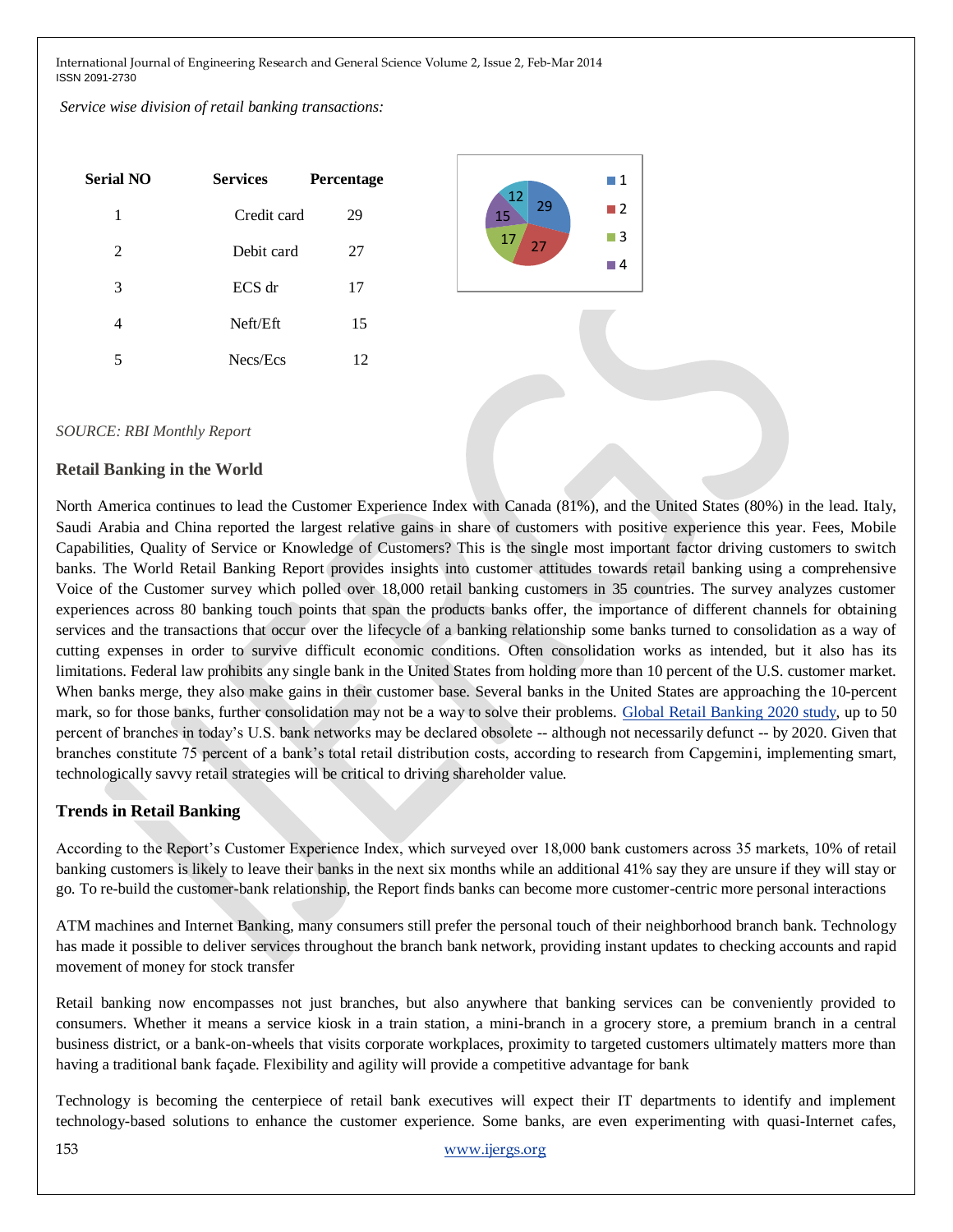*Service wise division of retail banking transactions:*

| Serial NO | Services | Percentage |
|---|---|---|
| 1 | Credit card | 29 |
| 2 | Debit card | 27 |
| 3 | ECS dr | 17 |
| 4 | Neft/Eft | 15 |
| 5 | Necs/Ecs | 12 |

*SOURCE: RBI Monthly Report*

## Retail Banking in the World

North America continues to lead the Customer Experience Index with Canada (81%), and the United States (80%) in the lead. Italy, Saudi Arabia and China reported the largest relative gains in share of customers with positive experience this year. Fees, Mobile Capabilities, Quality of Service or Knowledge of Customers? This is the single most important factor driving customers to switch banks. The World Retail Banking Report provides insights into customer attitudes towards retail banking using a comprehensive Voice of the Customer survey which polled over 18,000 retail banking customers in 35 countries. The survey analyzes customer experiences across 80 banking touch points that span the products banks offer, the importance of different channels for obtaining services and the transactions that occur over the lifecycle of a banking relationship some banks turned to consolidation as a way of cutting expenses in order to survive difficult economic conditions. Often consolidation works as intended, but it also has its limitations. Federal law prohibits any single bank in the United States from holding more than 10 percent of the U.S. customer market. When banks merge, they also make gains in their customer base. Several banks in the United States are approaching the 10-percent mark, so for those banks, further consolidation may not be a way to solve their problems. Global Retail Banking 2020 study, up to 50 percent of branches in today's U.S. bank networks may be declared obsolete -- although not necessarily defunct -- by 2020. Given that branches constitute 75 percent of a bank's total retail distribution costs, according to research from Capgemini, implementing smart, technologically savvy retail strategies will be critical to driving shareholder value.

## Trends in Retail Banking

According to the Report's Customer Experience Index, which surveyed over 18,000 bank customers across 35 markets, 10% of retail banking customers is likely to leave their banks in the next six months while an additional 41% say they are unsure if they will stay or go. To re-build the customer-bank relationship, the Report finds banks can become more customer-centric more personal interactions

ATM machines and Internet Banking, many consumers still prefer the personal touch of their neighborhood branch bank. Technology has made it possible to deliver services throughout the branch bank network, providing instant updates to checking accounts and rapid movement of money for stock transfer

Retail banking now encompasses not just branches, but also anywhere that banking services can be conveniently provided to consumers. Whether it means a service kiosk in a train station, a mini-branch in a grocery store, a premium branch in a central business district, or a bank-on-wheels that visits corporate workplaces, proximity to targeted customers ultimately matters more than having a traditional bank façade. Flexibility and agility will provide a competitive advantage for bank

Technology is becoming the centerpiece of retail bank executives will expect their IT departments to identify and implement technology-based solutions to enhance the customer experience. Some banks, are even experimenting with quasi-Internet cafes,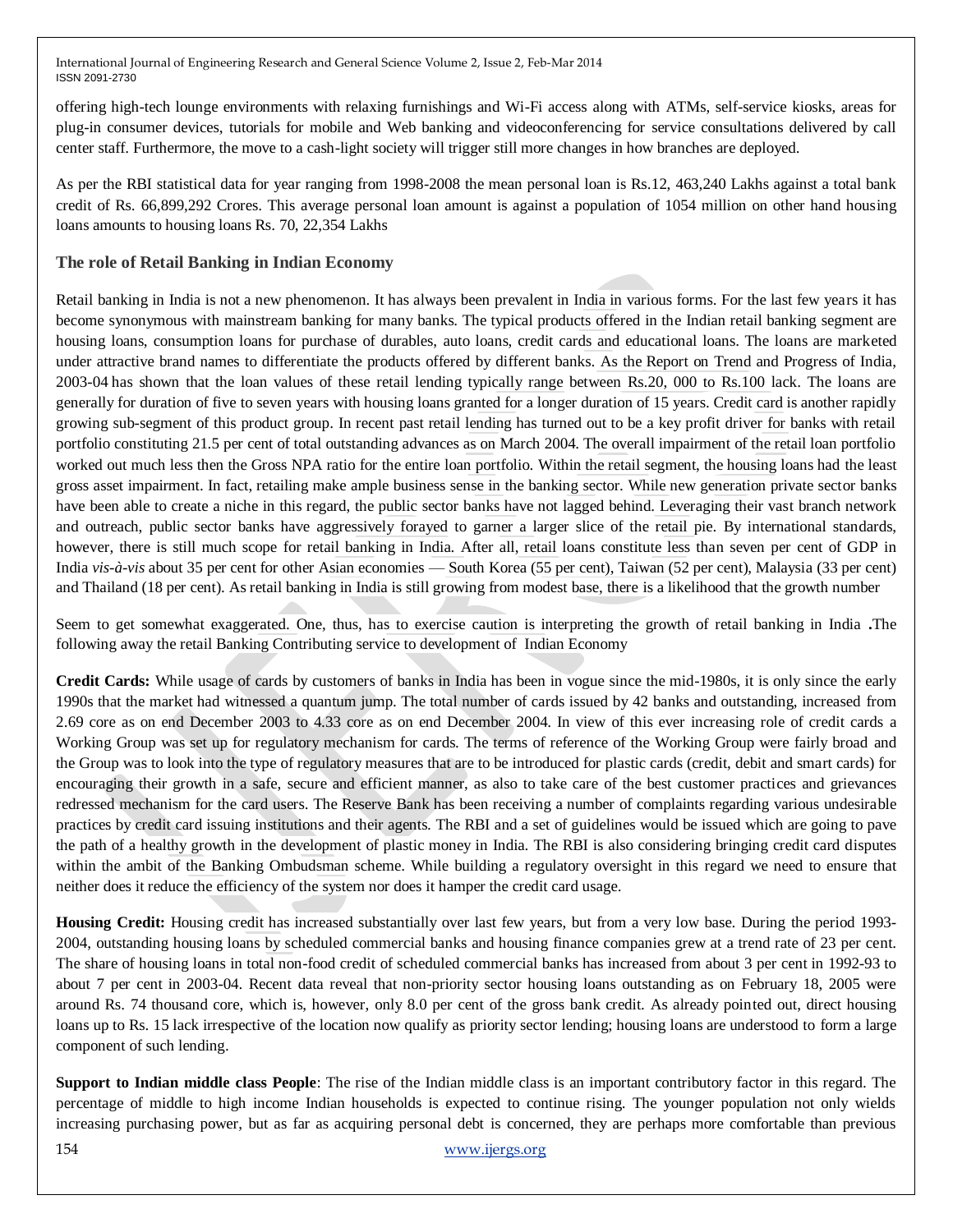offering high-tech lounge environments with relaxing furnishings and Wi-Fi access along with ATMs, self-service kiosks, areas for plug-in consumer devices, tutorials for mobile and Web banking and videoconferencing for service consultations delivered by call center staff. Furthermore, the move to a cash-light society will trigger still more changes in how branches are deployed.

As per the RBI statistical data for year ranging from 1998-2008 the mean personal loan is Rs.12, 463,240 Lakhs against a total bank credit of Rs. 66,899,292 Crores. This average personal loan amount is against a population of 1054 million on other hand housing loans amounts to housing loans Rs. 70, 22,354 Lakhs

### The role of Retail Banking in Indian Economy

Retail banking in India is not a new phenomenon. It has always been prevalent in India in various forms. For the last few years it has become synonymous with mainstream banking for many banks. The typical products offered in the Indian retail banking segment are housing loans, consumption loans for purchase of durables, auto loans, credit cards and educational loans. The loans are marketed under attractive brand names to differentiate the products offered by different banks. As the Report on Trend and Progress of India, 2003-04 has shown that the loan values of these retail lending typically range between Rs.20, 000 to Rs.100 lack. The loans are generally for duration of five to seven years with housing loans granted for a longer duration of 15 years. Credit card is another rapidly growing sub-segment of this product group. In recent past retail lending has turned out to be a key profit driver for banks with retail portfolio constituting 21.5 per cent of total outstanding advances as on March 2004. The overall impairment of the retail loan portfolio worked out much less then the Gross NPA ratio for the entire loan portfolio. Within the retail segment, the housing loans had the least gross asset impairment. In fact, retailing make ample business sense in the banking sector. While new generation private sector banks have been able to create a niche in this regard, the public sector banks have not lagged behind. Leveraging their vast branch network and outreach, public sector banks have aggressively forayed to garner a larger slice of the retail pie. By international standards, however, there is still much scope for retail banking in India. After all, retail loans constitute less than seven per cent of GDP in India *vis-à-vis* about 35 per cent for other Asian economies — South Korea (55 per cent), Taiwan (52 per cent), Malaysia (33 per cent) and Thailand (18 per cent). As retail banking in India is still growing from modest base, there is a likelihood that the growth number

Seem to get somewhat exaggerated. One, thus, has to exercise caution is interpreting the growth of retail banking in India **.**The following away the retail Banking Contributing service to development of Indian Economy

**Credit Cards:** While usage of cards by customers of banks in India has been in vogue since the mid-1980s, it is only since the early 1990s that the market had witnessed a quantum jump. The total number of cards issued by 42 banks and outstanding, increased from 2.69 core as on end December 2003 to 4.33 core as on end December 2004. In view of this ever increasing role of credit cards a Working Group was set up for regulatory mechanism for cards. The terms of reference of the Working Group were fairly broad and the Group was to look into the type of regulatory measures that are to be introduced for plastic cards (credit, debit and smart cards) for encouraging their growth in a safe, secure and efficient manner, as also to take care of the best customer practices and grievances redressed mechanism for the card users. The Reserve Bank has been receiving a number of complaints regarding various undesirable practices by credit card issuing institutions and their agents. The RBI and a set of guidelines would be issued which are going to pave the path of a healthy growth in the development of plastic money in India. The RBI is also considering bringing credit card disputes within the ambit of the Banking Ombudsman scheme. While building a regulatory oversight in this regard we need to ensure that neither does it reduce the efficiency of the system nor does it hamper the credit card usage.

**Housing Credit:** Housing credit has increased substantially over last few years, but from a very low base. During the period 1993-2004, outstanding housing loans by scheduled commercial banks and housing finance companies grew at a trend rate of 23 per cent. The share of housing loans in total non-food credit of scheduled commercial banks has increased from about 3 per cent in 1992-93 to about 7 per cent in 2003-04. Recent data reveal that non-priority sector housing loans outstanding as on February 18, 2005 were around Rs. 74 thousand core, which is, however, only 8.0 per cent of the gross bank credit. As already pointed out, direct housing loans up to Rs. 15 lack irrespective of the location now qualify as priority sector lending; housing loans are understood to form a large component of such lending.

**Support to Indian middle class People**: The rise of the Indian middle class is an important contributory factor in this regard. The percentage of middle to high income Indian households is expected to continue rising. The younger population not only wields increasing purchasing power, but as far as acquiring personal debt is concerned, they are perhaps more comfortable than previous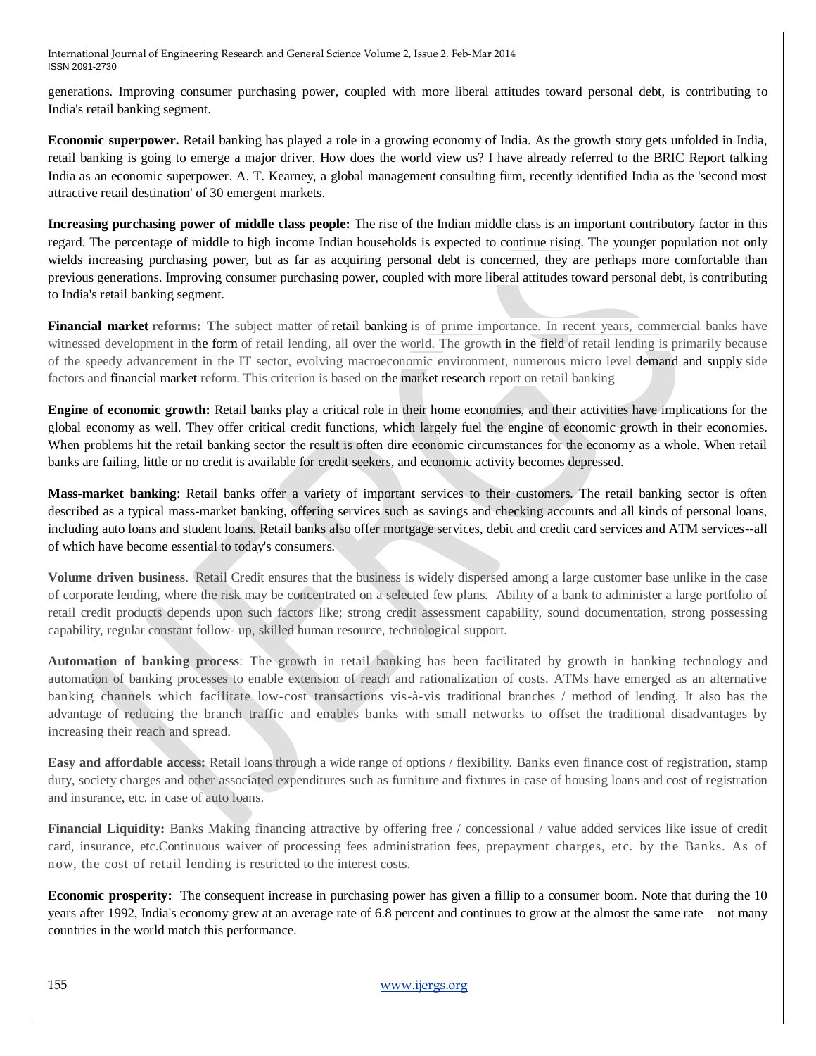generations. Improving consumer purchasing power, coupled with more liberal attitudes toward personal debt, is contributing to India's retail banking segment.

**Economic superpower.** Retail banking has played a role in a growing economy of India. As the growth story gets unfolded in India, retail banking is going to emerge a major driver. How does the world view us? I have already referred to the BRIC Report talking India as an economic superpower. A. T. Kearney, a global management consulting firm, recently identified India as the 'second most attractive retail destination' of 30 emergent markets.

**Increasing purchasing power of middle class people:** The rise of the Indian middle class is an important contributory factor in this regard. The percentage of middle to high income Indian households is expected to continue rising. The younger population not only wields increasing purchasing power, but as far as acquiring personal debt is concerned, they are perhaps more comfortable than previous generations. Improving consumer purchasing power, coupled with more liberal attitudes toward personal debt, is contributing to India's retail banking segment.

**Financial market reforms: The** subject matter of retail banking is of prime importance. In recent years, commercial banks have witnessed development in the form of retail lending, all over the world. The growth in the field of retail lending is primarily because of the speedy advancement in the IT sector, evolving macroeconomic environment, numerous micro level demand and supply side factors and financial market reform. This criterion is based on the market research report on retail banking

**Engine of economic growth:** Retail banks play a critical role in their home economies, and their activities have implications for the global economy as well. They offer critical credit functions, which largely fuel the engine of economic growth in their economies. When problems hit the retail banking sector the result is often dire economic circumstances for the economy as a whole. When retail banks are failing, little or no credit is available for credit seekers, and economic activity becomes depressed.

**Mass-market banking**: Retail banks offer a variety of important services to their customers. The retail banking sector is often described as a typical mass-market banking, offering services such as savings and checking accounts and all kinds of personal loans, including auto loans and student loans. Retail banks also offer mortgage services, debit and credit card services and ATM services--all of which have become essential to today's consumers.

**Volume driven business**. Retail Credit ensures that the business is widely dispersed among a large customer base unlike in the case of corporate lending, where the risk may be concentrated on a selected few plans. Ability of a bank to administer a large portfolio of retail credit products depends upon such factors like; strong credit assessment capability, sound documentation, strong possessing capability, regular constant follow- up, skilled human resource, technological support.

**Automation of banking process**: The growth in retail banking has been facilitated by growth in banking technology and automation of banking processes to enable extension of reach and rationalization of costs. ATMs have emerged as an alternative banking channels which facilitate low-cost transactions vis-à-vis traditional branches / method of lending. It also has the advantage of reducing the branch traffic and enables banks with small networks to offset the traditional disadvantages by increasing their reach and spread.

**Easy and affordable access:** Retail loans through a wide range of options / flexibility. Banks even finance cost of registration, stamp duty, society charges and other associated expenditures such as furniture and fixtures in case of housing loans and cost of registration and insurance, etc. in case of auto loans.

**Financial Liquidity:** Banks Making financing attractive by offering free / concessional / value added services like issue of credit card, insurance, etc.Continuous waiver of processing fees administration fees, prepayment charges, etc. by the Banks. As of now, the cost of retail lending is restricted to the interest costs.

**Economic prosperity:** The consequent increase in purchasing power has given a fillip to a consumer boom. Note that during the 10 years after 1992, India's economy grew at an average rate of 6.8 percent and continues to grow at the almost the same rate – not many countries in the world match this performance.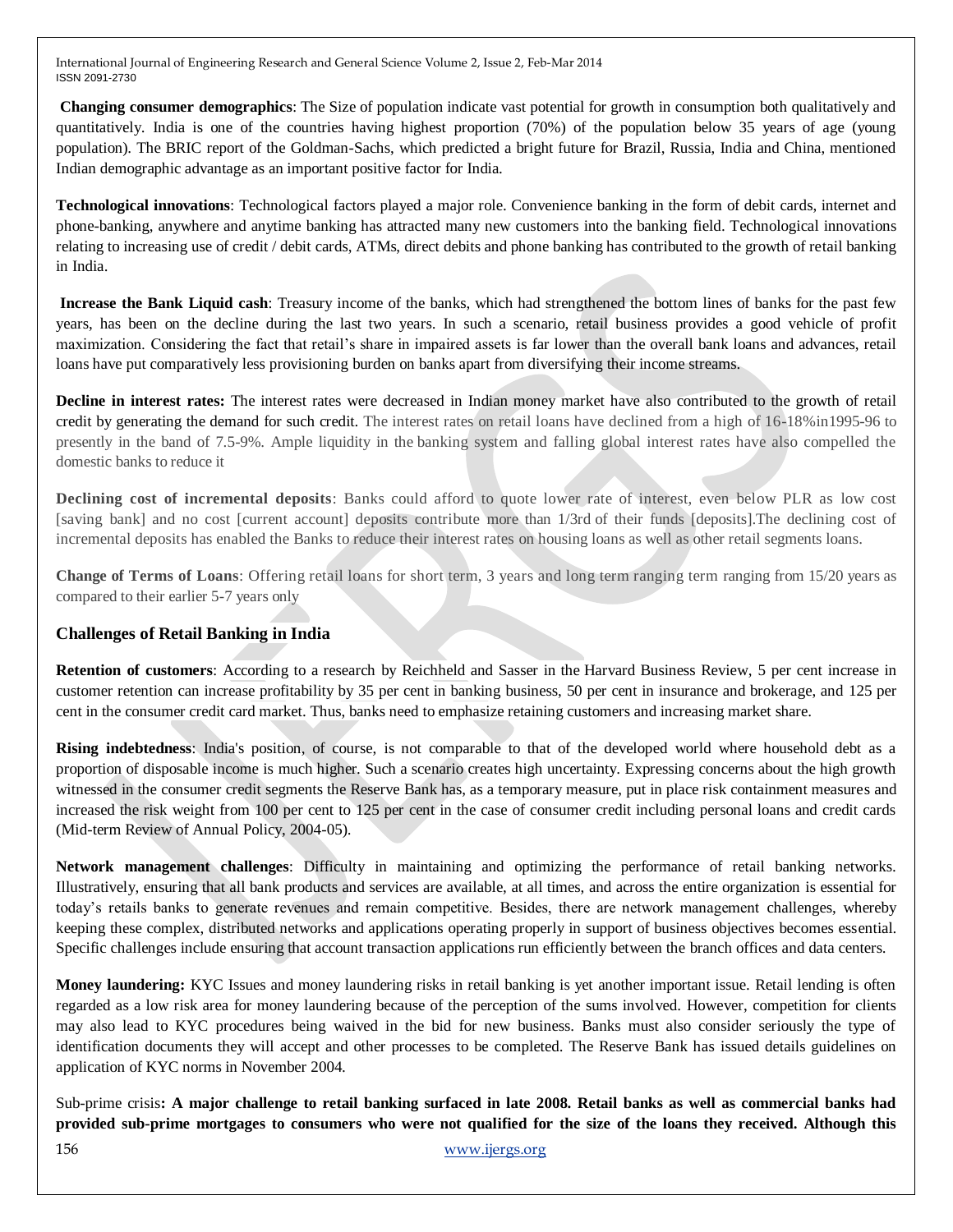**Changing consumer demographics**: The Size of population indicate vast potential for growth in consumption both qualitatively and quantitatively. India is one of the countries having highest proportion (70%) of the population below 35 years of age (young population). The BRIC report of the Goldman-Sachs, which predicted a bright future for Brazil, Russia, India and China, mentioned Indian demographic advantage as an important positive factor for India.

**Technological innovations**: Technological factors played a major role. Convenience banking in the form of debit cards, internet and phone-banking, anywhere and anytime banking has attracted many new customers into the banking field. Technological innovations relating to increasing use of credit / debit cards, ATMs, direct debits and phone banking has contributed to the growth of retail banking in India.

**Increase the Bank Liquid cash**: Treasury income of the banks, which had strengthened the bottom lines of banks for the past few years, has been on the decline during the last two years. In such a scenario, retail business provides a good vehicle of profit maximization. Considering the fact that retail's share in impaired assets is far lower than the overall bank loans and advances, retail loans have put comparatively less provisioning burden on banks apart from diversifying their income streams.

**Decline in interest rates:** The interest rates were decreased in Indian money market have also contributed to the growth of retail credit by generating the demand for such credit. The interest rates on retail loans have declined from a high of 16-18%in1995-96 to presently in the band of 7.5-9%. Ample liquidity in the banking system and falling global interest rates have also compelled the domestic banks to reduce it

**Declining cost of incremental deposits**: Banks could afford to quote lower rate of interest, even below PLR as low cost [saving bank] and no cost [current account] deposits contribute more than 1/3rd of their funds [deposits].The declining cost of incremental deposits has enabled the Banks to reduce their interest rates on housing loans as well as other retail segments loans.

**Change of Terms of Loans**: Offering retail loans for short term, 3 years and long term ranging term ranging from 15/20 years as compared to their earlier 5-7 years only

## Challenges of Retail Banking in India

**Retention of customers**: According to a research by Reichheld and Sasser in the Harvard Business Review, 5 per cent increase in customer retention can increase profitability by 35 per cent in banking business, 50 per cent in insurance and brokerage, and 125 per cent in the consumer credit card market. Thus, banks need to emphasize retaining customers and increasing market share.

**Rising indebtedness**: India's position, of course, is not comparable to that of the developed world where household debt as a proportion of disposable income is much higher. Such a scenario creates high uncertainty. Expressing concerns about the high growth witnessed in the consumer credit segments the Reserve Bank has, as a temporary measure, put in place risk containment measures and increased the risk weight from 100 per cent to 125 per cent in the case of consumer credit including personal loans and credit cards (Mid-term Review of Annual Policy, 2004-05).

**Network management challenges**: Difficulty in maintaining and optimizing the performance of retail banking networks. Illustratively, ensuring that all bank products and services are available, at all times, and across the entire organization is essential for today's retails banks to generate revenues and remain competitive. Besides, there are network management challenges, whereby keeping these complex, distributed networks and applications operating properly in support of business objectives becomes essential. Specific challenges include ensuring that account transaction applications run efficiently between the branch offices and data centers.

**Money laundering:** KYC Issues and money laundering risks in retail banking is yet another important issue. Retail lending is often regarded as a low risk area for money laundering because of the perception of the sums involved. However, competition for clients may also lead to KYC procedures being waived in the bid for new business. Banks must also consider seriously the type of identification documents they will accept and other processes to be completed. The Reserve Bank has issued details guidelines on application of KYC norms in November 2004.

Sub-prime crisis**: A major challenge to retail banking surfaced in late 2008. Retail banks as well as commercial banks had provided sub-prime mortgages to consumers who were not qualified for the size of the loans they received. Although this**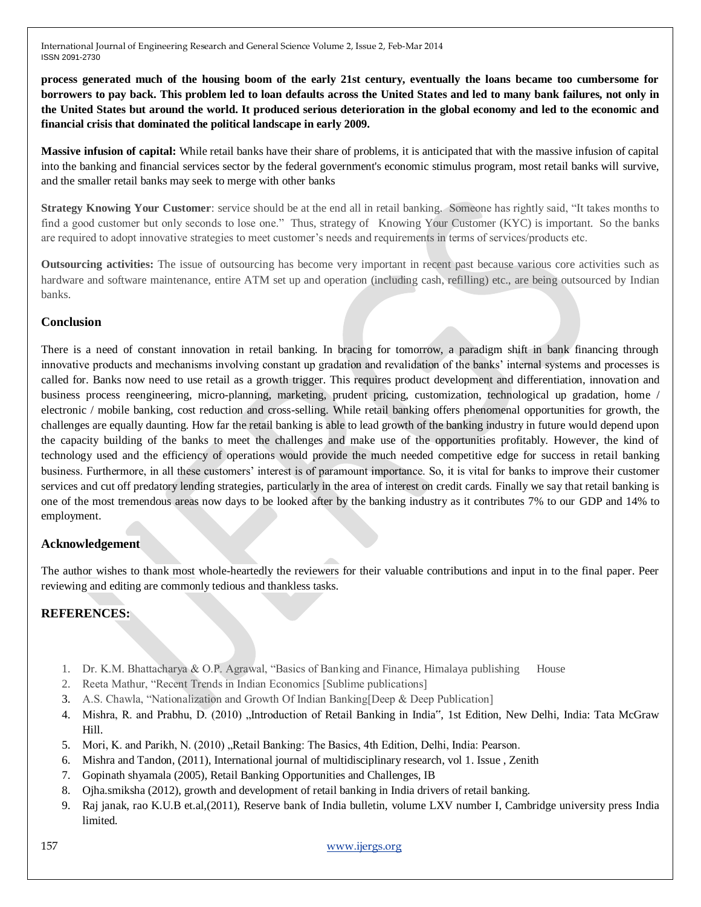**process generated much of the housing boom of the early 21st century, eventually the loans became too cumbersome for borrowers to pay back. This problem led to loan defaults across the United States and led to many bank failures, not only in the United States but around the world. It produced serious deterioration in the global economy and led to the economic and financial crisis that dominated the political landscape in early 2009.**

**Massive infusion of capital:** While retail banks have their share of problems, it is anticipated that with the massive infusion of capital into the banking and financial services sector by the federal government's economic stimulus program, most retail banks will survive, and the smaller retail banks may seek to merge with other banks

**Strategy Knowing Your Customer**: service should be at the end all in retail banking. Someone has rightly said, "It takes months to find a good customer but only seconds to lose one." Thus, strategy of Knowing Your Customer (KYC) is important. So the banks are required to adopt innovative strategies to meet customer's needs and requirements in terms of services/products etc.

**Outsourcing activities:** The issue of outsourcing has become very important in recent past because various core activities such as hardware and software maintenance, entire ATM set up and operation (including cash, refilling) etc., are being outsourced by Indian banks.

## Conclusion

There is a need of constant innovation in retail banking. In bracing for tomorrow, a paradigm shift in bank financing through innovative products and mechanisms involving constant up gradation and revalidation of the banks' internal systems and processes is called for. Banks now need to use retail as a growth trigger. This requires product development and differentiation, innovation and business process reengineering, micro-planning, marketing, prudent pricing, customization, technological up gradation, home / electronic / mobile banking, cost reduction and cross-selling. While retail banking offers phenomenal opportunities for growth, the challenges are equally daunting. How far the retail banking is able to lead growth of the banking industry in future would depend upon the capacity building of the banks to meet the challenges and make use of the opportunities profitably. However, the kind of technology used and the efficiency of operations would provide the much needed competitive edge for success in retail banking business. Furthermore, in all these customers' interest is of paramount importance. So, it is vital for banks to improve their customer services and cut off predatory lending strategies, particularly in the area of interest on credit cards. Finally we say that retail banking is one of the most tremendous areas now days to be looked after by the banking industry as it contributes 7% to our GDP and 14% to employment.

## Acknowledgement

The author wishes to thank most whole-heartedly the reviewers for their valuable contributions and input in to the final paper. Peer reviewing and editing are commonly tedious and thankless tasks.

## REFERENCES:

1. Dr. K.M. Bhattacharya & O.P. Agrawal, "Basics of Banking and Finance, Himalaya publishing House
2. Reeta Mathur, "Recent Trends in Indian Economics [Sublime publications]
3. A.S. Chawla, "Nationalization and Growth Of Indian Banking[Deep & Deep Publication]
4. Mishra, R. and Prabhu, D. (2010) „Introduction of Retail Banking in India‟, 1st Edition, New Delhi, India: Tata McGraw Hill.
5. Mori, K. and Parikh, N. (2010) „Retail Banking: The Basics, 4th Edition, Delhi, India: Pearson.
6. Mishra and Tandon, (2011), International journal of multidisciplinary research, vol 1. Issue , Zenith
7. Gopinath shyamala (2005), Retail Banking Opportunities and Challenges, IB
8. Ojha.smiksha (2012), growth and development of retail banking in India drivers of retail banking.
9. Raj janak, rao K.U.B et.al,(2011), Reserve bank of India bulletin, volume LXV number I, Cambridge university press India limited.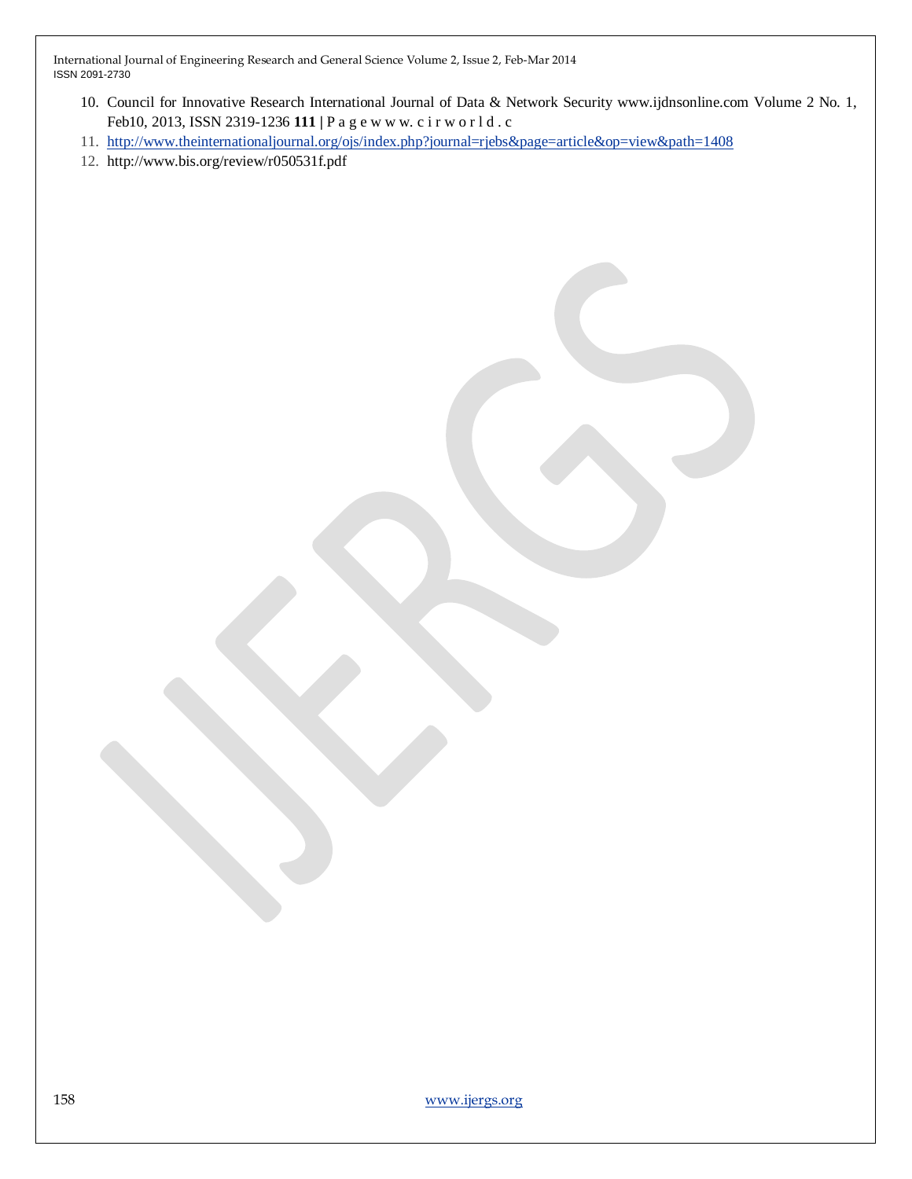10. Council for Innovative Research International Journal of Data & Network Security www.ijdnsonline.com Volume 2 No. 1, Feb10, 2013, ISSN 2319-1236 **111 |** P a g e w w w. c i r w o r l d . c
11. http://www.theinternationaljournal.org/ojs/index.php?journal=rjebs&page=article&op=view&path=1408
12. http://www.bis.org/review/r050531f.pdf